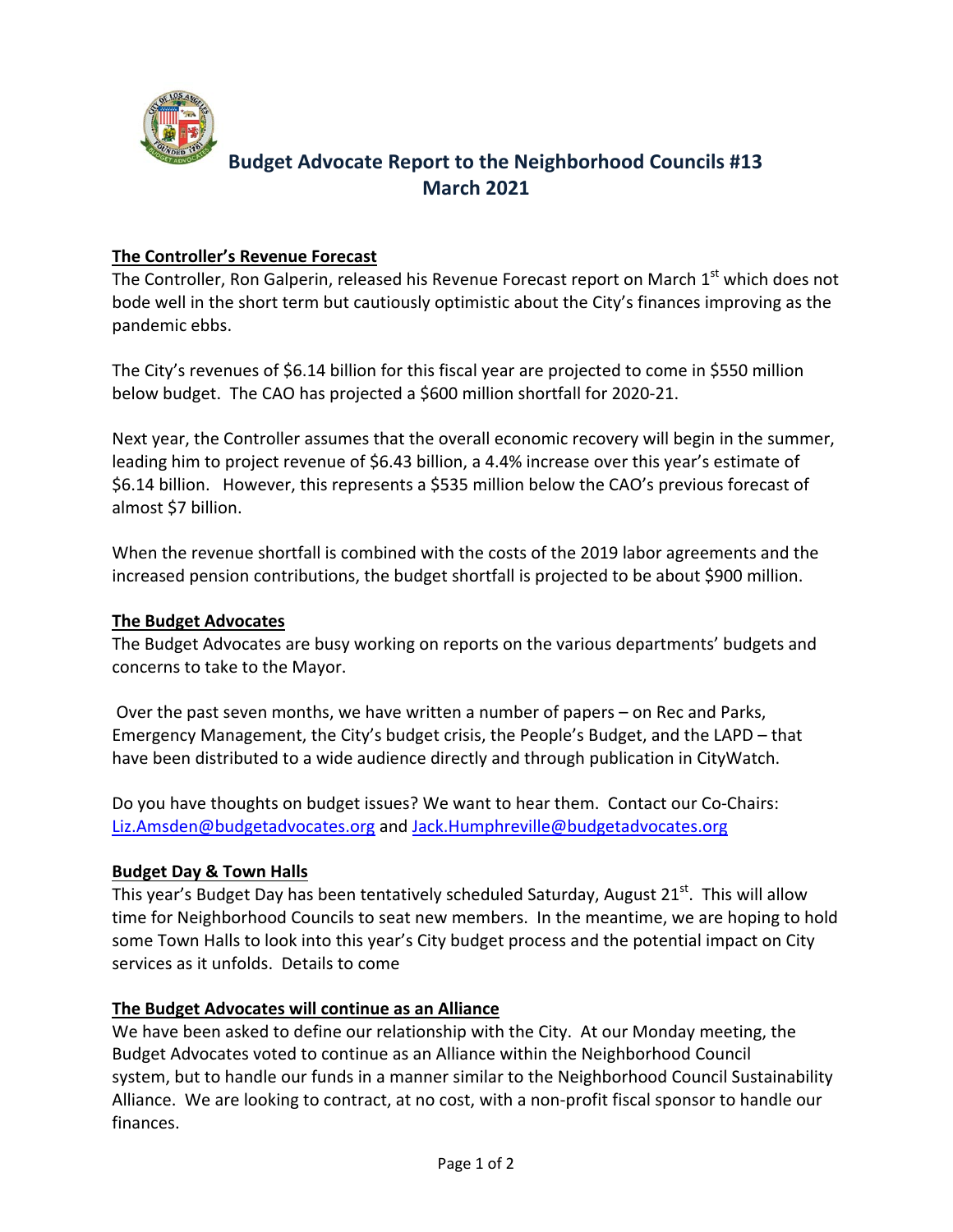# Budget Advocate Report to the Neighborhood Councils #13
## March 2021

### The Controller's Revenue Forecast

The Controller, Ron Galperin, released his Revenue Forecast report on March 1st which does not bode well in the short term but cautiously optimistic about the City's finances improving as the pandemic ebbs.

The City's revenues of $6.14 billion for this fiscal year are projected to come in $550 million below budget. The CAO has projected a $600 million shortfall for 2020-21.

Next year, the Controller assumes that the overall economic recovery will begin in the summer, leading him to project revenue of $6.43 billion, a 4.4% increase over this year's estimate of $6.14 billion. However, this represents a $535 million below the CAO's previous forecast of almost $7 billion.

When the revenue shortfall is combined with the costs of the 2019 labor agreements and the increased pension contributions, the budget shortfall is projected to be about $900 million.

### The Budget Advocates

The Budget Advocates are busy working on reports on the various departments' budgets and concerns to take to the Mayor.

Over the past seven months, we have written a number of papers – on Rec and Parks, Emergency Management, the City's budget crisis, the People's Budget, and the LAPD – that have been distributed to a wide audience directly and through publication in CityWatch.

Do you have thoughts on budget issues? We want to hear them. Contact our Co-Chairs: Liz.Amsden@budgetadvocates.org and Jack.Humphreville@budgetadvocates.org

### Budget Day & Town Halls

This year's Budget Day has been tentatively scheduled Saturday, August 21st. This will allow time for Neighborhood Councils to seat new members. In the meantime, we are hoping to hold some Town Halls to look into this year's City budget process and the potential impact on City services as it unfolds. Details to come

### The Budget Advocates will continue as an Alliance

We have been asked to define our relationship with the City. At our Monday meeting, the Budget Advocates voted to continue as an Alliance within the Neighborhood Council system, but to handle our funds in a manner similar to the Neighborhood Council Sustainability Alliance. We are looking to contract, at no cost, with a non-profit fiscal sponsor to handle our finances.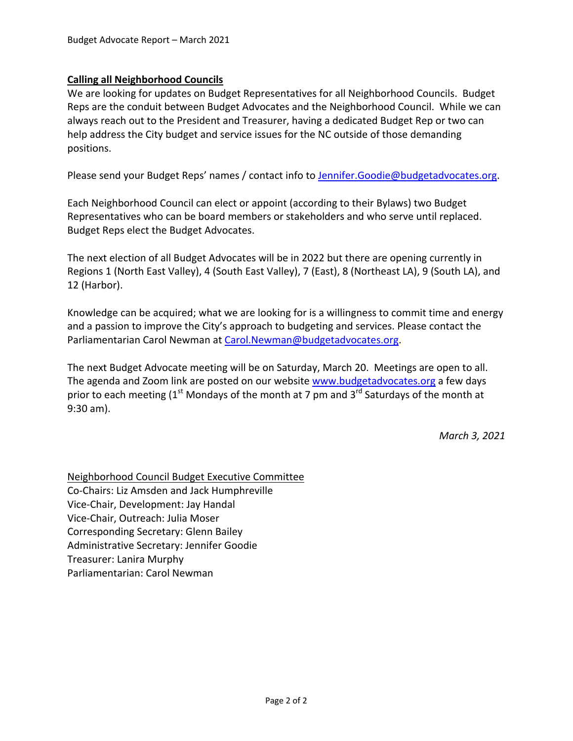## Calling all Neighborhood Councils

We are looking for updates on Budget Representatives for all Neighborhood Councils. Budget Reps are the conduit between Budget Advocates and the Neighborhood Council. While we can always reach out to the President and Treasurer, having a dedicated Budget Rep or two can help address the City budget and service issues for the NC outside of those demanding positions.

Please send your Budget Reps' names / contact info to Jennifer.Goodie@budgetadvocates.org.

Each Neighborhood Council can elect or appoint (according to their Bylaws) two Budget Representatives who can be board members or stakeholders and who serve until replaced. Budget Reps elect the Budget Advocates.

The next election of all Budget Advocates will be in 2022 but there are opening currently in Regions 1 (North East Valley), 4 (South East Valley), 7 (East), 8 (Northeast LA), 9 (South LA), and 12 (Harbor).

Knowledge can be acquired; what we are looking for is a willingness to commit time and energy and a passion to improve the City's approach to budgeting and services. Please contact the Parliamentarian Carol Newman at Carol.Newman@budgetadvocates.org.

The next Budget Advocate meeting will be on Saturday, March 20. Meetings are open to all. The agenda and Zoom link are posted on our website www.budgetadvocates.org a few days prior to each meeting (1st Mondays of the month at 7 pm and 3rd Saturdays of the month at 9:30 am).

*March 3, 2021*

Neighborhood Council Budget Executive Committee
Co-Chairs: Liz Amsden and Jack Humphreville
Vice-Chair, Development: Jay Handal
Vice-Chair, Outreach: Julia Moser
Corresponding Secretary: Glenn Bailey
Administrative Secretary: Jennifer Goodie
Treasurer: Lanira Murphy
Parliamentarian: Carol Newman